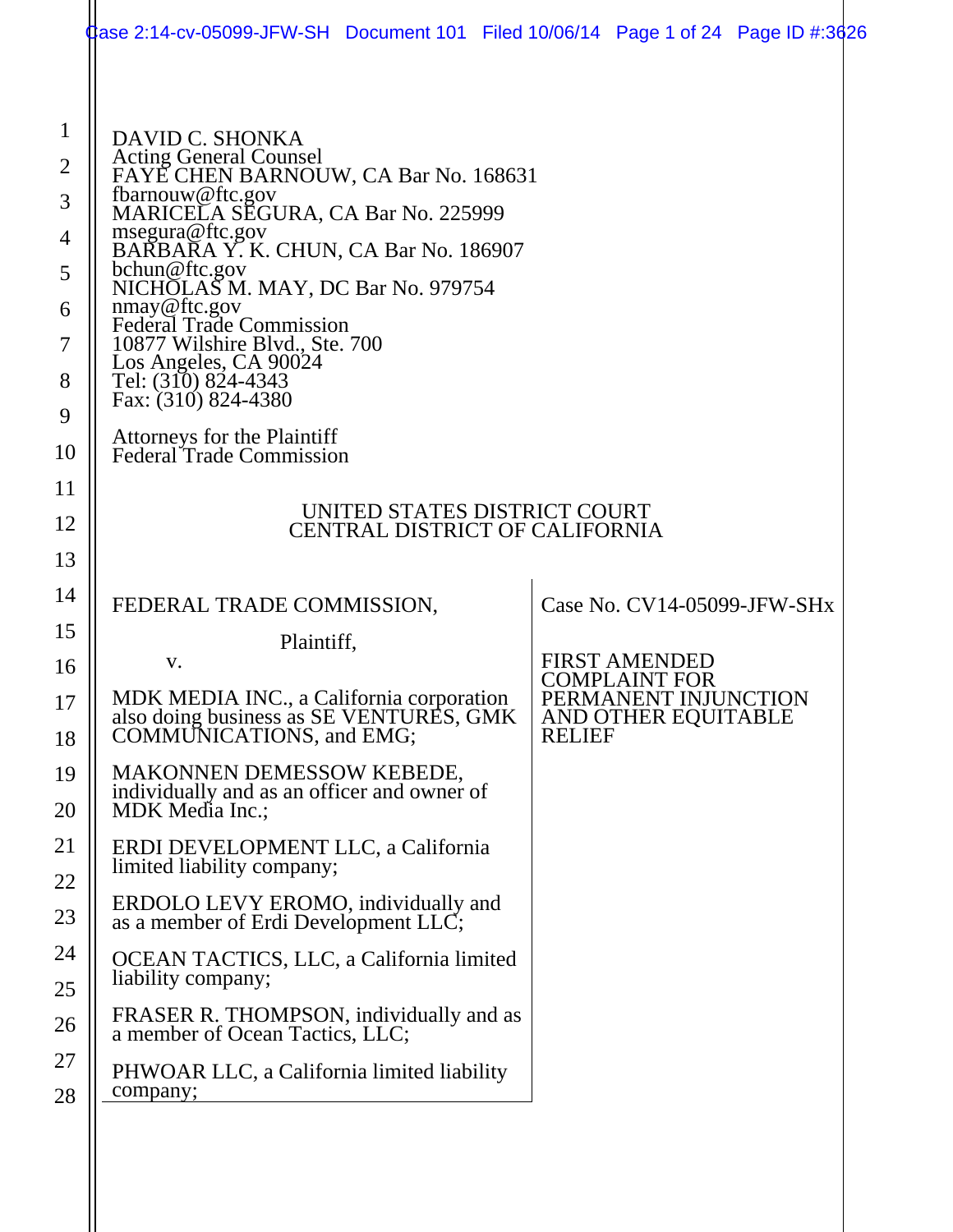DAVID C. SHONKA
Acting General Counsel
FAYE CHEN BARNOUW, CA Bar No. 168631
fbarnouw@ftc.gov
MARICELA SEGURA, CA Bar No. 225999
msegura@ftc.gov
BARBARA Y. K. CHUN, CA Bar No. 186907
bchun@ftc.gov
NICHOLAS M. MAY, DC Bar No. 979754
nmay@ftc.gov
Federal Trade Commission
10877 Wilshire Blvd., Ste. 700
Los Angeles, CA 90024
Tel: (310) 824-4343
Fax: (310) 824-4380

Attorneys for the Plaintiff
Federal Trade Commission

UNITED STATES DISTRICT COURT
CENTRAL DISTRICT OF CALIFORNIA

FEDERAL TRADE COMMISSION,

Plaintiff,

v.

MDK MEDIA INC., a California corporation also doing business as SE VENTURES, GMK COMMUNICATIONS, and EMG;

MAKONNEN DEMESSOW KEBEDE, individually and as an officer and owner of MDK Media Inc.;

ERDI DEVELOPMENT LLC, a California limited liability company;

ERDOLO LEVY EROMO, individually and as a member of Erdi Development LLC;

OCEAN TACTICS, LLC, a California limited liability company;

FRASER R. THOMPSON, individually and as a member of Ocean Tactics, LLC;

PHWOAR LLC, a California limited liability company;

Case No. CV14-05099-JFW-SHx

FIRST AMENDED COMPLAINT FOR PERMANENT INJUNCTION AND OTHER EQUITABLE RELIEF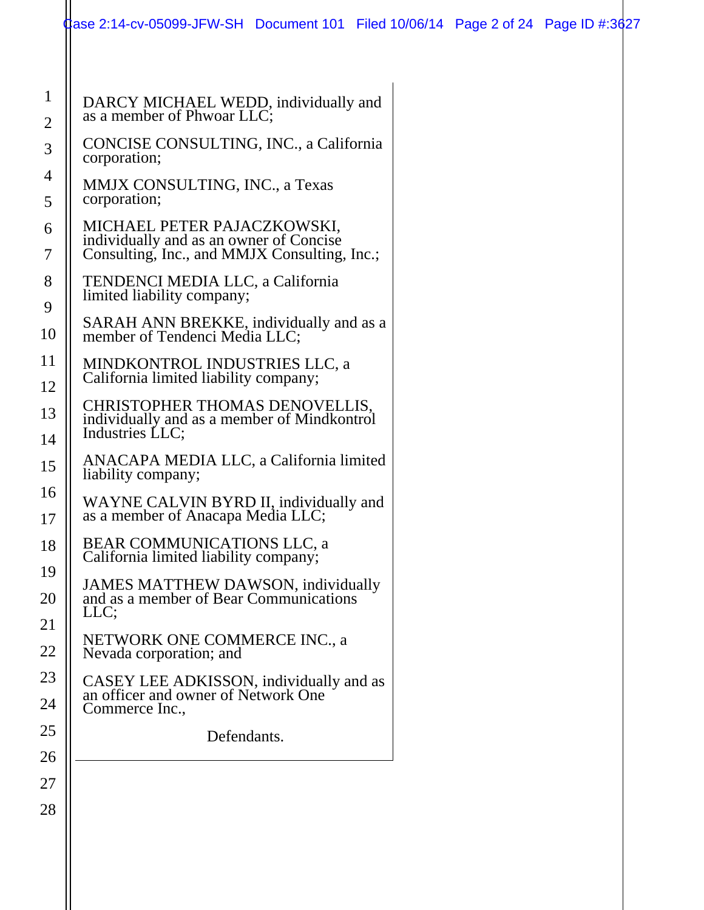DARCY MICHAEL WEDD, individually and as a member of Phwoar LLC;

CONCISE CONSULTING, INC., a California corporation;

MMJX CONSULTING, INC., a Texas corporation;

MICHAEL PETER PAJACZKOWSKI, individually and as an owner of Concise Consulting, Inc., and MMJX Consulting, Inc.;

TENDENCI MEDIA LLC, a California limited liability company;

SARAH ANN BREKKE, individually and as a member of Tendenci Media LLC;

MINDKONTROL INDUSTRIES LLC, a California limited liability company;

CHRISTOPHER THOMAS DENOVELLIS, individually and as a member of Mindkontrol Industries LLC;

ANACAPA MEDIA LLC, a California limited liability company;

WAYNE CALVIN BYRD II, individually and as a member of Anacapa Media LLC;

BEAR COMMUNICATIONS LLC, a California limited liability company;

JAMES MATTHEW DAWSON, individually and as a member of Bear Communications LLC;

NETWORK ONE COMMERCE INC., a Nevada corporation; and

CASEY LEE ADKISSON, individually and as an officer and owner of Network One Commerce Inc.,

Defendants.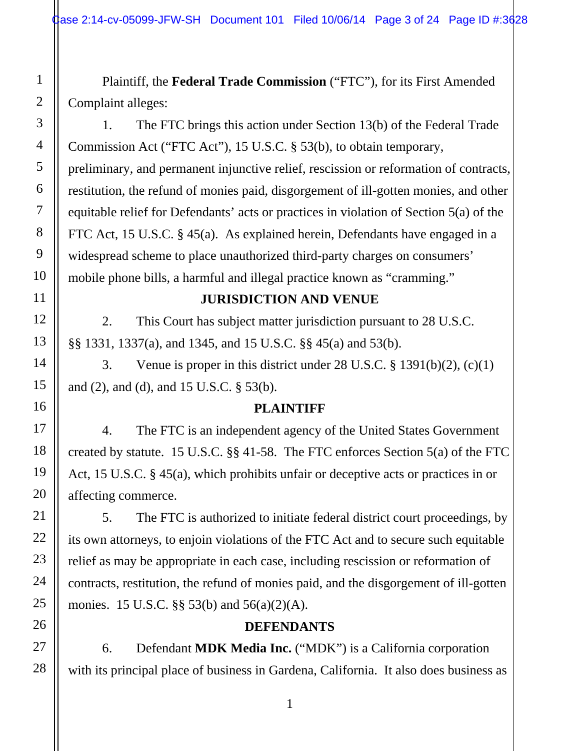Plaintiff, the **Federal Trade Commission** ("FTC"), for its First Amended Complaint alleges:

1. The FTC brings this action under Section 13(b) of the Federal Trade Commission Act ("FTC Act"), 15 U.S.C. § 53(b), to obtain temporary, preliminary, and permanent injunctive relief, rescission or reformation of contracts, restitution, the refund of monies paid, disgorgement of ill-gotten monies, and other equitable relief for Defendants' acts or practices in violation of Section 5(a) of the FTC Act, 15 U.S.C. § 45(a). As explained herein, Defendants have engaged in a widespread scheme to place unauthorized third-party charges on consumers' mobile phone bills, a harmful and illegal practice known as "cramming."

## JURISDICTION AND VENUE

2. This Court has subject matter jurisdiction pursuant to 28 U.S.C. §§ 1331, 1337(a), and 1345, and 15 U.S.C. §§ 45(a) and 53(b).

3. Venue is proper in this district under 28 U.S.C. § 1391(b)(2), (c)(1) and (2), and (d), and 15 U.S.C. § 53(b).

## PLAINTIFF

4. The FTC is an independent agency of the United States Government created by statute. 15 U.S.C. §§ 41-58. The FTC enforces Section 5(a) of the FTC Act, 15 U.S.C. § 45(a), which prohibits unfair or deceptive acts or practices in or affecting commerce.

5. The FTC is authorized to initiate federal district court proceedings, by its own attorneys, to enjoin violations of the FTC Act and to secure such equitable relief as may be appropriate in each case, including rescission or reformation of contracts, restitution, the refund of monies paid, and the disgorgement of ill-gotten monies. 15 U.S.C. §§ 53(b) and 56(a)(2)(A).

## DEFENDANTS

6. Defendant **MDK Media Inc.** ("MDK") is a California corporation with its principal place of business in Gardena, California. It also does business as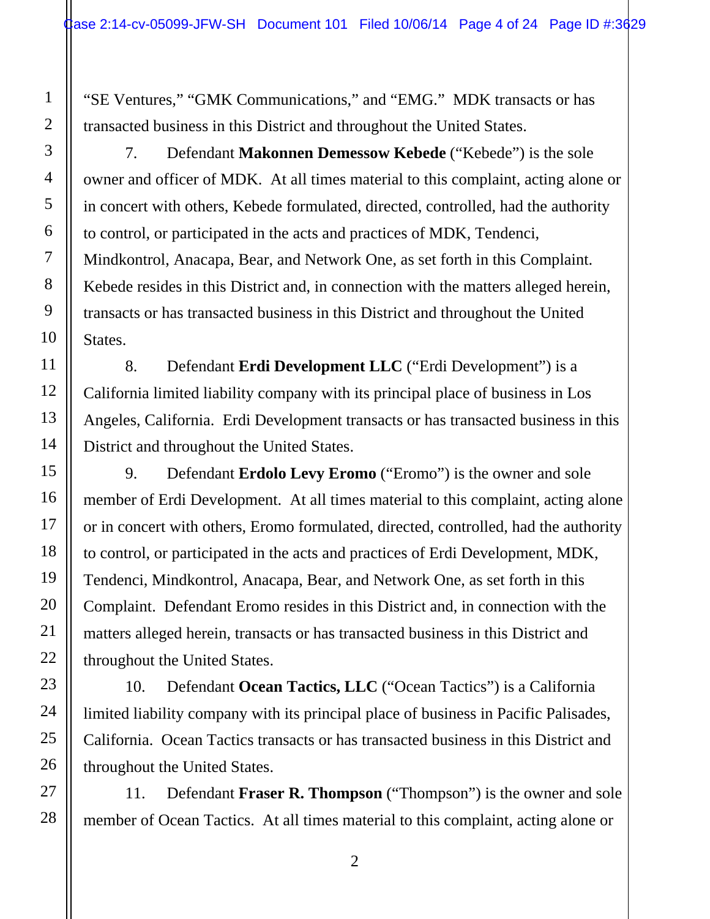"SE Ventures," "GMK Communications," and "EMG." MDK transacts or has transacted business in this District and throughout the United States.

7. Defendant **Makonnen Demessow Kebede** ("Kebede") is the sole owner and officer of MDK. At all times material to this complaint, acting alone or in concert with others, Kebede formulated, directed, controlled, had the authority to control, or participated in the acts and practices of MDK, Tendenci, Mindkontrol, Anacapa, Bear, and Network One, as set forth in this Complaint. Kebede resides in this District and, in connection with the matters alleged herein, transacts or has transacted business in this District and throughout the United States.

8. Defendant **Erdi Development LLC** ("Erdi Development") is a California limited liability company with its principal place of business in Los Angeles, California. Erdi Development transacts or has transacted business in this District and throughout the United States.

9. Defendant **Erdolo Levy Eromo** ("Eromo") is the owner and sole member of Erdi Development. At all times material to this complaint, acting alone or in concert with others, Eromo formulated, directed, controlled, had the authority to control, or participated in the acts and practices of Erdi Development, MDK, Tendenci, Mindkontrol, Anacapa, Bear, and Network One, as set forth in this Complaint. Defendant Eromo resides in this District and, in connection with the matters alleged herein, transacts or has transacted business in this District and throughout the United States.

10. Defendant **Ocean Tactics, LLC** ("Ocean Tactics") is a California limited liability company with its principal place of business in Pacific Palisades, California. Ocean Tactics transacts or has transacted business in this District and throughout the United States.

11. Defendant **Fraser R. Thompson** ("Thompson") is the owner and sole member of Ocean Tactics. At all times material to this complaint, acting alone or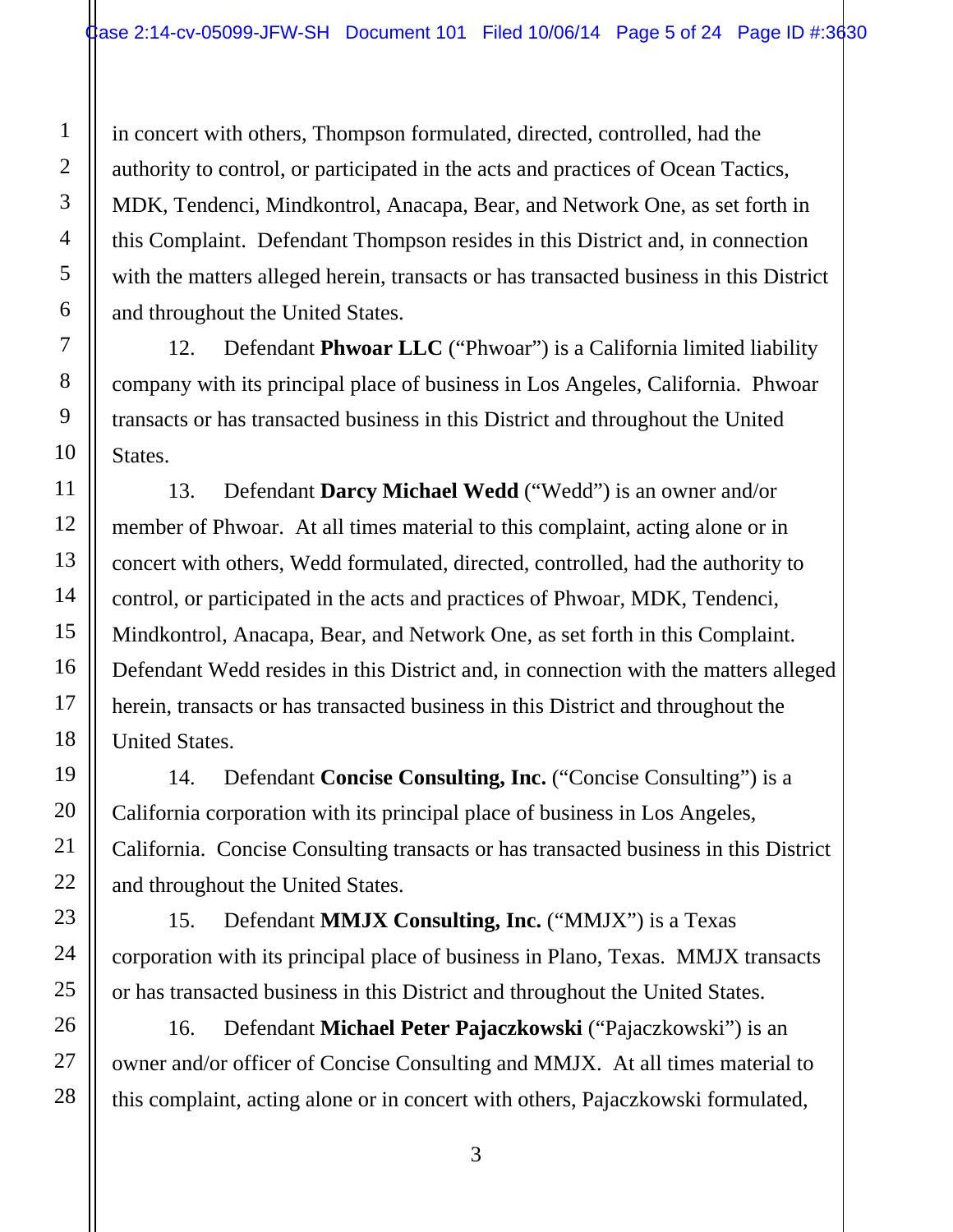in concert with others, Thompson formulated, directed, controlled, had the authority to control, or participated in the acts and practices of Ocean Tactics, MDK, Tendenci, Mindkontrol, Anacapa, Bear, and Network One, as set forth in this Complaint. Defendant Thompson resides in this District and, in connection with the matters alleged herein, transacts or has transacted business in this District and throughout the United States.

12. Defendant **Phwoar LLC** ("Phwoar") is a California limited liability company with its principal place of business in Los Angeles, California. Phwoar transacts or has transacted business in this District and throughout the United States.

13. Defendant **Darcy Michael Wedd** ("Wedd") is an owner and/or member of Phwoar. At all times material to this complaint, acting alone or in concert with others, Wedd formulated, directed, controlled, had the authority to control, or participated in the acts and practices of Phwoar, MDK, Tendenci, Mindkontrol, Anacapa, Bear, and Network One, as set forth in this Complaint. Defendant Wedd resides in this District and, in connection with the matters alleged herein, transacts or has transacted business in this District and throughout the United States.

14. Defendant **Concise Consulting, Inc.** ("Concise Consulting") is a California corporation with its principal place of business in Los Angeles, California. Concise Consulting transacts or has transacted business in this District and throughout the United States.

15. Defendant **MMJX Consulting, Inc.** ("MMJX") is a Texas corporation with its principal place of business in Plano, Texas. MMJX transacts or has transacted business in this District and throughout the United States.

16. Defendant **Michael Peter Pajaczkowski** ("Pajaczkowski") is an owner and/or officer of Concise Consulting and MMJX. At all times material to this complaint, acting alone or in concert with others, Pajaczkowski formulated,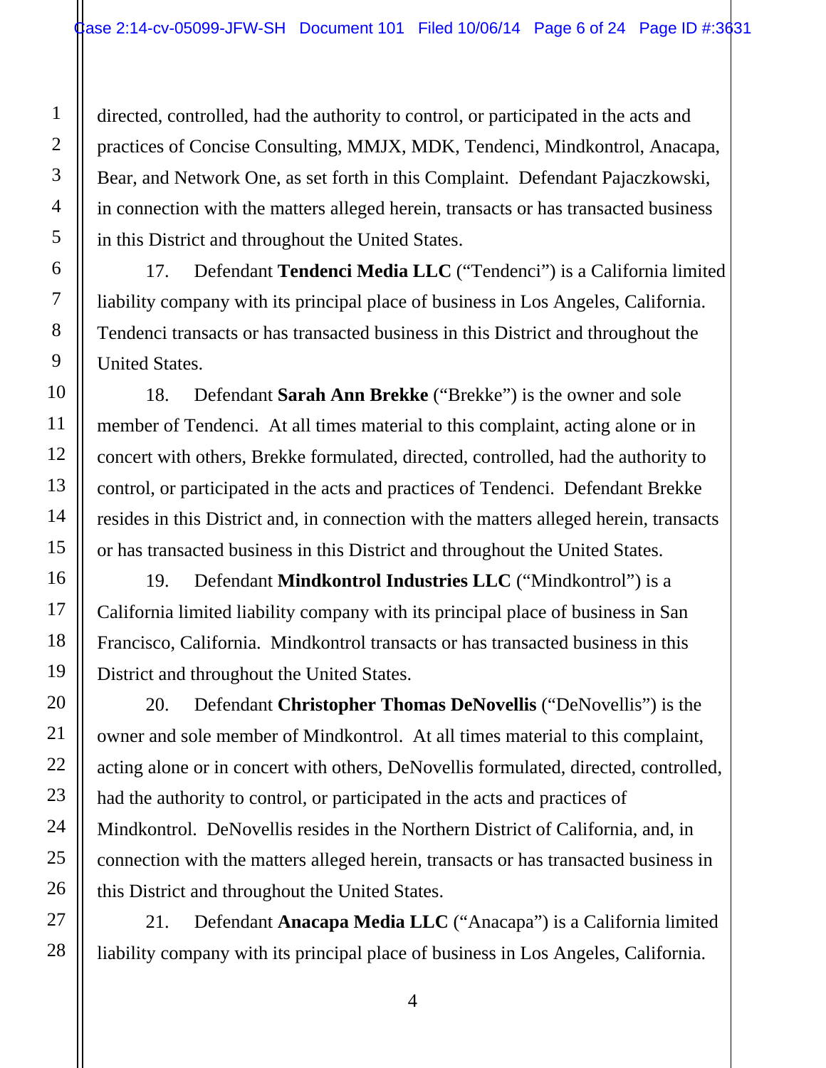directed, controlled, had the authority to control, or participated in the acts and practices of Concise Consulting, MMJX, MDK, Tendenci, Mindkontrol, Anacapa, Bear, and Network One, as set forth in this Complaint. Defendant Pajaczkowski, in connection with the matters alleged herein, transacts or has transacted business in this District and throughout the United States.

17. Defendant **Tendenci Media LLC** ("Tendenci") is a California limited liability company with its principal place of business in Los Angeles, California. Tendenci transacts or has transacted business in this District and throughout the United States.

18. Defendant **Sarah Ann Brekke** ("Brekke") is the owner and sole member of Tendenci. At all times material to this complaint, acting alone or in concert with others, Brekke formulated, directed, controlled, had the authority to control, or participated in the acts and practices of Tendenci. Defendant Brekke resides in this District and, in connection with the matters alleged herein, transacts or has transacted business in this District and throughout the United States.

19. Defendant **Mindkontrol Industries LLC** ("Mindkontrol") is a California limited liability company with its principal place of business in San Francisco, California. Mindkontrol transacts or has transacted business in this District and throughout the United States.

20. Defendant **Christopher Thomas DeNovellis** ("DeNovellis") is the owner and sole member of Mindkontrol. At all times material to this complaint, acting alone or in concert with others, DeNovellis formulated, directed, controlled, had the authority to control, or participated in the acts and practices of Mindkontrol. DeNovellis resides in the Northern District of California, and, in connection with the matters alleged herein, transacts or has transacted business in this District and throughout the United States.

21. Defendant **Anacapa Media LLC** ("Anacapa") is a California limited liability company with its principal place of business in Los Angeles, California.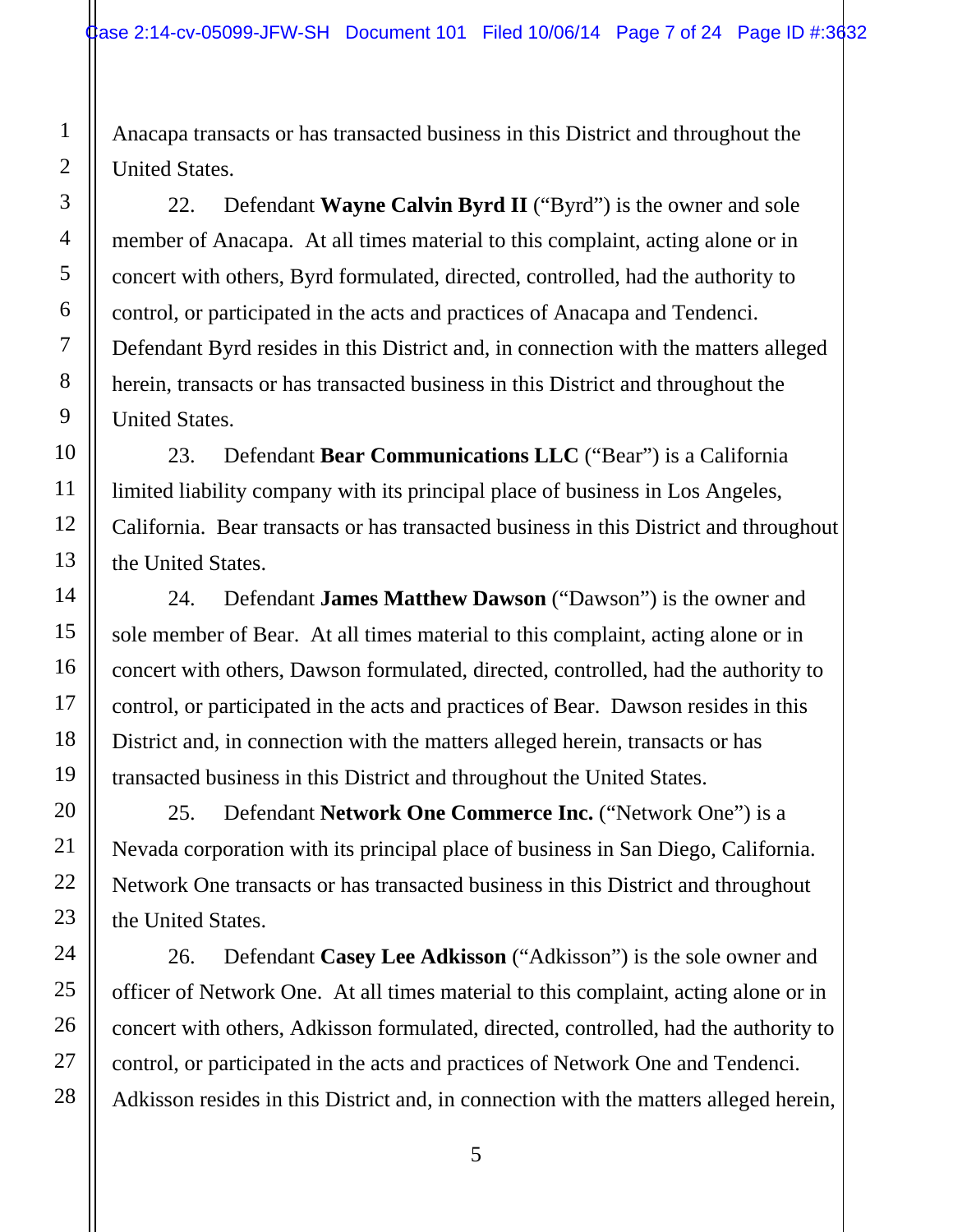Anacapa transacts or has transacted business in this District and throughout the United States.

22. Defendant **Wayne Calvin Byrd II** ("Byrd") is the owner and sole member of Anacapa. At all times material to this complaint, acting alone or in concert with others, Byrd formulated, directed, controlled, had the authority to control, or participated in the acts and practices of Anacapa and Tendenci. Defendant Byrd resides in this District and, in connection with the matters alleged herein, transacts or has transacted business in this District and throughout the United States.

23. Defendant **Bear Communications LLC** ("Bear") is a California limited liability company with its principal place of business in Los Angeles, California. Bear transacts or has transacted business in this District and throughout the United States.

24. Defendant **James Matthew Dawson** ("Dawson") is the owner and sole member of Bear. At all times material to this complaint, acting alone or in concert with others, Dawson formulated, directed, controlled, had the authority to control, or participated in the acts and practices of Bear. Dawson resides in this District and, in connection with the matters alleged herein, transacts or has transacted business in this District and throughout the United States.

25. Defendant **Network One Commerce Inc.** ("Network One") is a Nevada corporation with its principal place of business in San Diego, California. Network One transacts or has transacted business in this District and throughout the United States.

26. Defendant **Casey Lee Adkisson** ("Adkisson") is the sole owner and officer of Network One. At all times material to this complaint, acting alone or in concert with others, Adkisson formulated, directed, controlled, had the authority to control, or participated in the acts and practices of Network One and Tendenci. Adkisson resides in this District and, in connection with the matters alleged herein,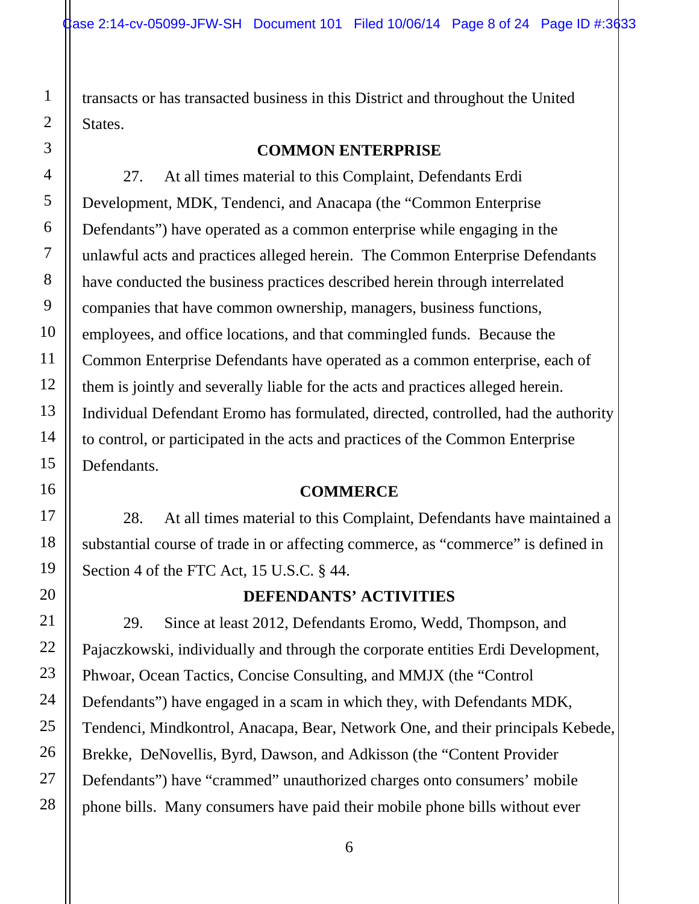transacts or has transacted business in this District and throughout the United States.

## COMMON ENTERPRISE

27. At all times material to this Complaint, Defendants Erdi Development, MDK, Tendenci, and Anacapa (the "Common Enterprise Defendants") have operated as a common enterprise while engaging in the unlawful acts and practices alleged herein. The Common Enterprise Defendants have conducted the business practices described herein through interrelated companies that have common ownership, managers, business functions, employees, and office locations, and that commingled funds. Because the Common Enterprise Defendants have operated as a common enterprise, each of them is jointly and severally liable for the acts and practices alleged herein. Individual Defendant Eromo has formulated, directed, controlled, had the authority to control, or participated in the acts and practices of the Common Enterprise Defendants.

## COMMERCE

28. At all times material to this Complaint, Defendants have maintained a substantial course of trade in or affecting commerce, as "commerce" is defined in Section 4 of the FTC Act, 15 U.S.C. § 44.

## DEFENDANTS' ACTIVITIES

29. Since at least 2012, Defendants Eromo, Wedd, Thompson, and Pajaczkowski, individually and through the corporate entities Erdi Development, Phwoar, Ocean Tactics, Concise Consulting, and MMJX (the "Control Defendants") have engaged in a scam in which they, with Defendants MDK, Tendenci, Mindkontrol, Anacapa, Bear, Network One, and their principals Kebede, Brekke, DeNovellis, Byrd, Dawson, and Adkisson (the "Content Provider Defendants") have "crammed" unauthorized charges onto consumers' mobile phone bills. Many consumers have paid their mobile phone bills without ever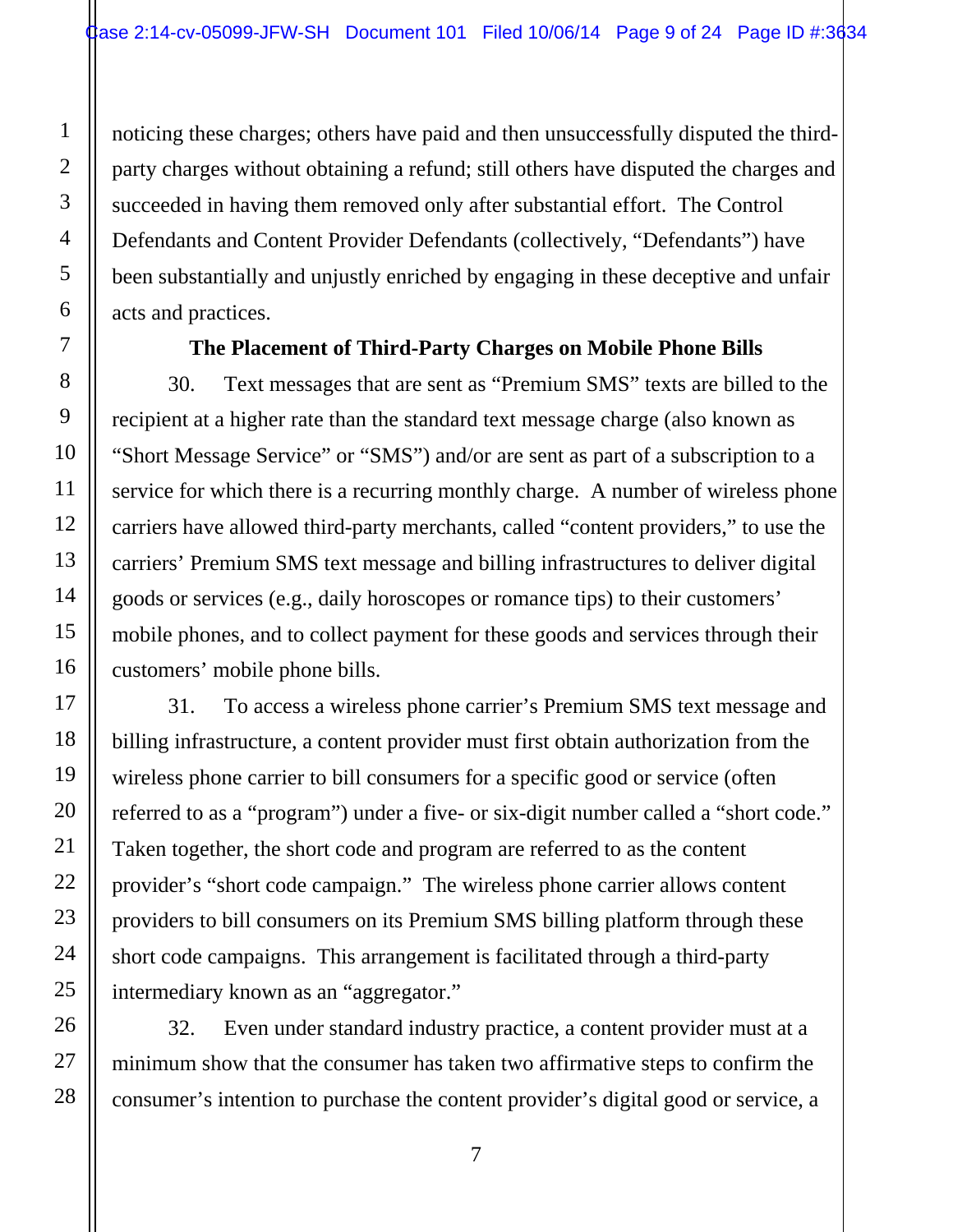noticing these charges; others have paid and then unsuccessfully disputed the third-party charges without obtaining a refund; still others have disputed the charges and succeeded in having them removed only after substantial effort. The Control Defendants and Content Provider Defendants (collectively, "Defendants") have been substantially and unjustly enriched by engaging in these deceptive and unfair acts and practices.

**The Placement of Third-Party Charges on Mobile Phone Bills**

30. Text messages that are sent as "Premium SMS" texts are billed to the recipient at a higher rate than the standard text message charge (also known as "Short Message Service" or "SMS") and/or are sent as part of a subscription to a service for which there is a recurring monthly charge. A number of wireless phone carriers have allowed third-party merchants, called "content providers," to use the carriers' Premium SMS text message and billing infrastructures to deliver digital goods or services (e.g., daily horoscopes or romance tips) to their customers' mobile phones, and to collect payment for these goods and services through their customers' mobile phone bills.

31. To access a wireless phone carrier's Premium SMS text message and billing infrastructure, a content provider must first obtain authorization from the wireless phone carrier to bill consumers for a specific good or service (often referred to as a "program") under a five- or six-digit number called a "short code." Taken together, the short code and program are referred to as the content provider's "short code campaign." The wireless phone carrier allows content providers to bill consumers on its Premium SMS billing platform through these short code campaigns. This arrangement is facilitated through a third-party intermediary known as an "aggregator."

32. Even under standard industry practice, a content provider must at a minimum show that the consumer has taken two affirmative steps to confirm the consumer's intention to purchase the content provider's digital good or service, a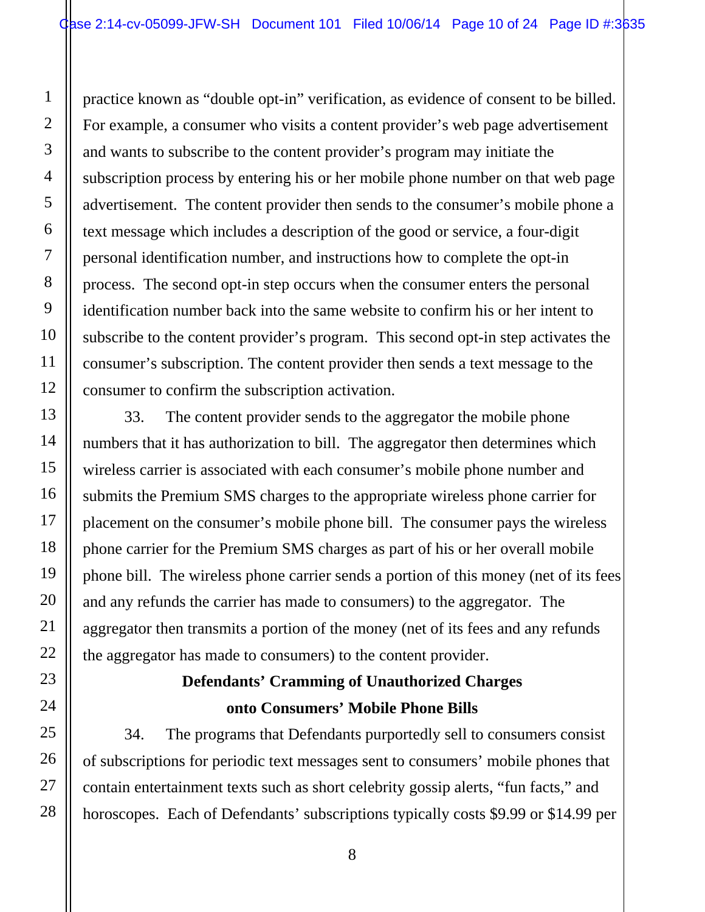practice known as "double opt-in" verification, as evidence of consent to be billed. For example, a consumer who visits a content provider's web page advertisement and wants to subscribe to the content provider's program may initiate the subscription process by entering his or her mobile phone number on that web page advertisement. The content provider then sends to the consumer's mobile phone a text message which includes a description of the good or service, a four-digit personal identification number, and instructions how to complete the opt-in process. The second opt-in step occurs when the consumer enters the personal identification number back into the same website to confirm his or her intent to subscribe to the content provider's program. This second opt-in step activates the consumer's subscription. The content provider then sends a text message to the consumer to confirm the subscription activation.

33. The content provider sends to the aggregator the mobile phone numbers that it has authorization to bill. The aggregator then determines which wireless carrier is associated with each consumer's mobile phone number and submits the Premium SMS charges to the appropriate wireless phone carrier for placement on the consumer's mobile phone bill. The consumer pays the wireless phone carrier for the Premium SMS charges as part of his or her overall mobile phone bill. The wireless phone carrier sends a portion of this money (net of its fees and any refunds the carrier has made to consumers) to the aggregator. The aggregator then transmits a portion of the money (net of its fees and any refunds the aggregator has made to consumers) to the content provider.

**Defendants' Cramming of Unauthorized Charges onto Consumers' Mobile Phone Bills**

34. The programs that Defendants purportedly sell to consumers consist of subscriptions for periodic text messages sent to consumers' mobile phones that contain entertainment texts such as short celebrity gossip alerts, "fun facts," and horoscopes. Each of Defendants' subscriptions typically costs $9.99 or $14.99 per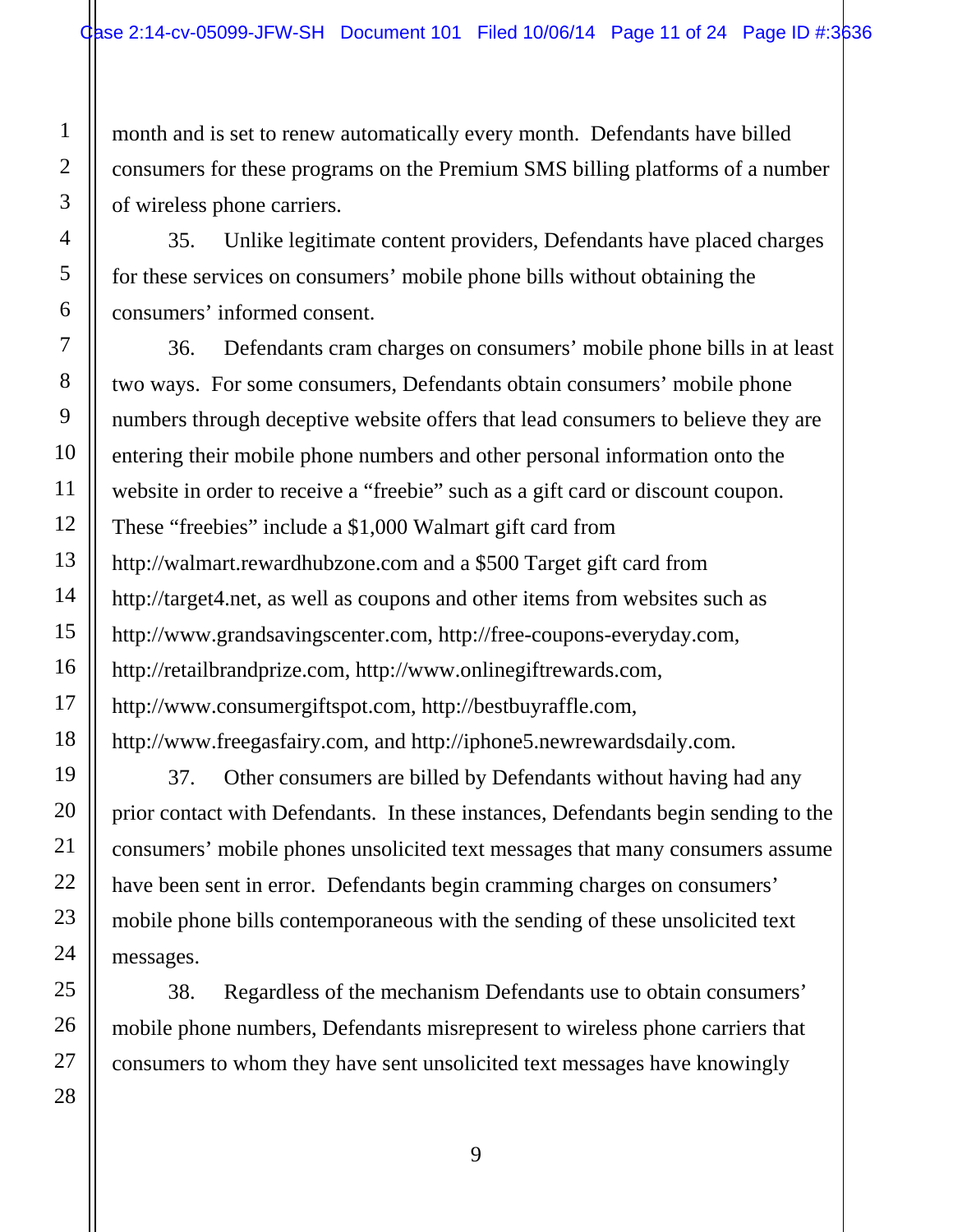month and is set to renew automatically every month. Defendants have billed consumers for these programs on the Premium SMS billing platforms of a number of wireless phone carriers.

35. Unlike legitimate content providers, Defendants have placed charges for these services on consumers' mobile phone bills without obtaining the consumers' informed consent.

36. Defendants cram charges on consumers' mobile phone bills in at least two ways. For some consumers, Defendants obtain consumers' mobile phone numbers through deceptive website offers that lead consumers to believe they are entering their mobile phone numbers and other personal information onto the website in order to receive a "freebie" such as a gift card or discount coupon. These "freebies" include a $1,000 Walmart gift card from http://walmart.rewardhubzone.com and a $500 Target gift card from http://target4.net, as well as coupons and other items from websites such as http://www.grandsavingscenter.com, http://free-coupons-everyday.com, http://retailbrandprize.com, http://www.onlinegiftrewards.com, http://www.consumergiftspot.com, http://bestbuyraffle.com, http://www.freegasfairy.com, and http://iphone5.newrewardsdaily.com.

37. Other consumers are billed by Defendants without having had any prior contact with Defendants. In these instances, Defendants begin sending to the consumers' mobile phones unsolicited text messages that many consumers assume have been sent in error. Defendants begin cramming charges on consumers' mobile phone bills contemporaneous with the sending of these unsolicited text messages.

38. Regardless of the mechanism Defendants use to obtain consumers' mobile phone numbers, Defendants misrepresent to wireless phone carriers that consumers to whom they have sent unsolicited text messages have knowingly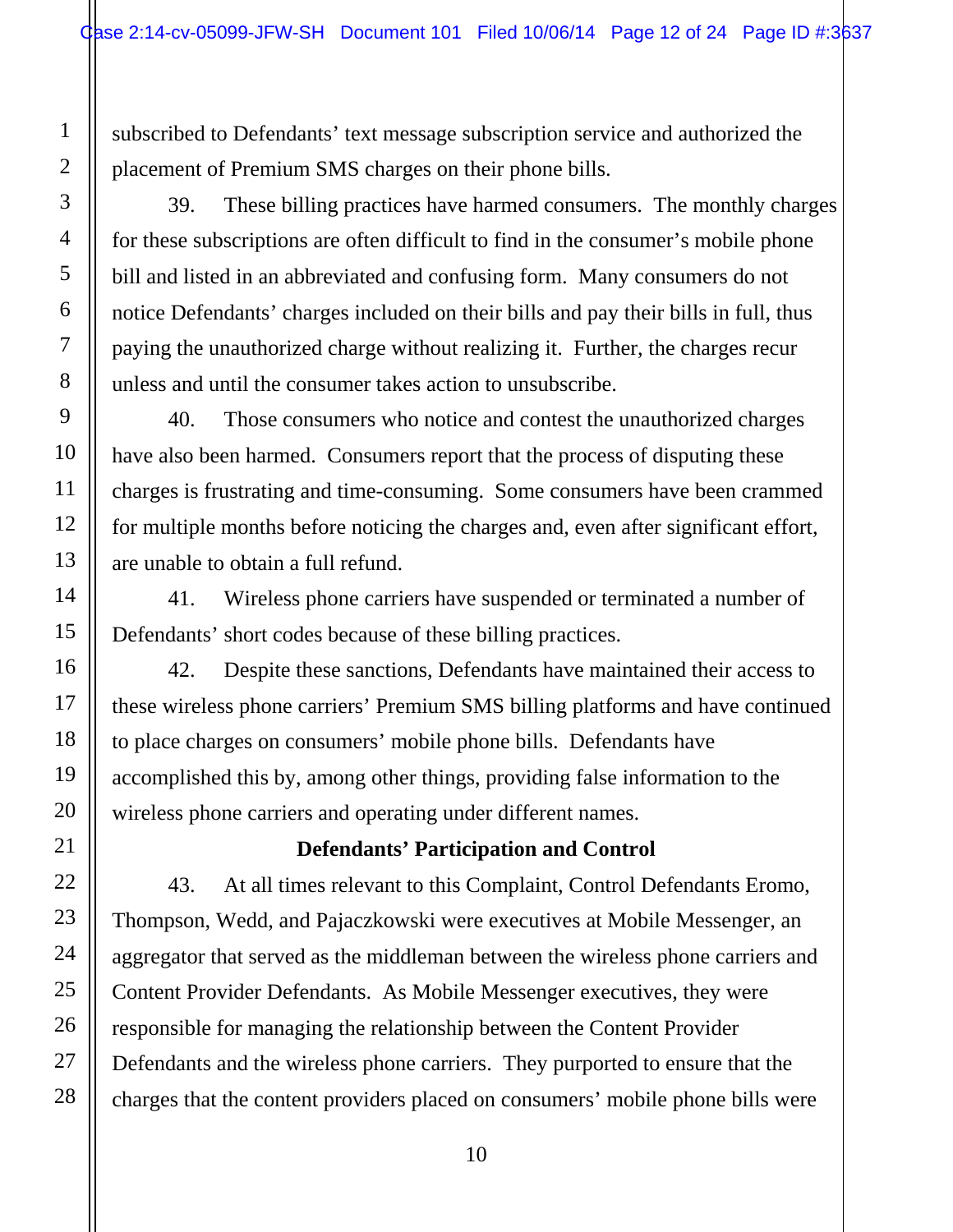subscribed to Defendants' text message subscription service and authorized the placement of Premium SMS charges on their phone bills.

39. These billing practices have harmed consumers. The monthly charges for these subscriptions are often difficult to find in the consumer's mobile phone bill and listed in an abbreviated and confusing form. Many consumers do not notice Defendants' charges included on their bills and pay their bills in full, thus paying the unauthorized charge without realizing it. Further, the charges recur unless and until the consumer takes action to unsubscribe.

40. Those consumers who notice and contest the unauthorized charges have also been harmed. Consumers report that the process of disputing these charges is frustrating and time-consuming. Some consumers have been crammed for multiple months before noticing the charges and, even after significant effort, are unable to obtain a full refund.

41. Wireless phone carriers have suspended or terminated a number of Defendants' short codes because of these billing practices.

42. Despite these sanctions, Defendants have maintained their access to these wireless phone carriers' Premium SMS billing platforms and have continued to place charges on consumers' mobile phone bills. Defendants have accomplished this by, among other things, providing false information to the wireless phone carriers and operating under different names.

**Defendants' Participation and Control**

43. At all times relevant to this Complaint, Control Defendants Eromo, Thompson, Wedd, and Pajaczkowski were executives at Mobile Messenger, an aggregator that served as the middleman between the wireless phone carriers and Content Provider Defendants. As Mobile Messenger executives, they were responsible for managing the relationship between the Content Provider Defendants and the wireless phone carriers. They purported to ensure that the charges that the content providers placed on consumers' mobile phone bills were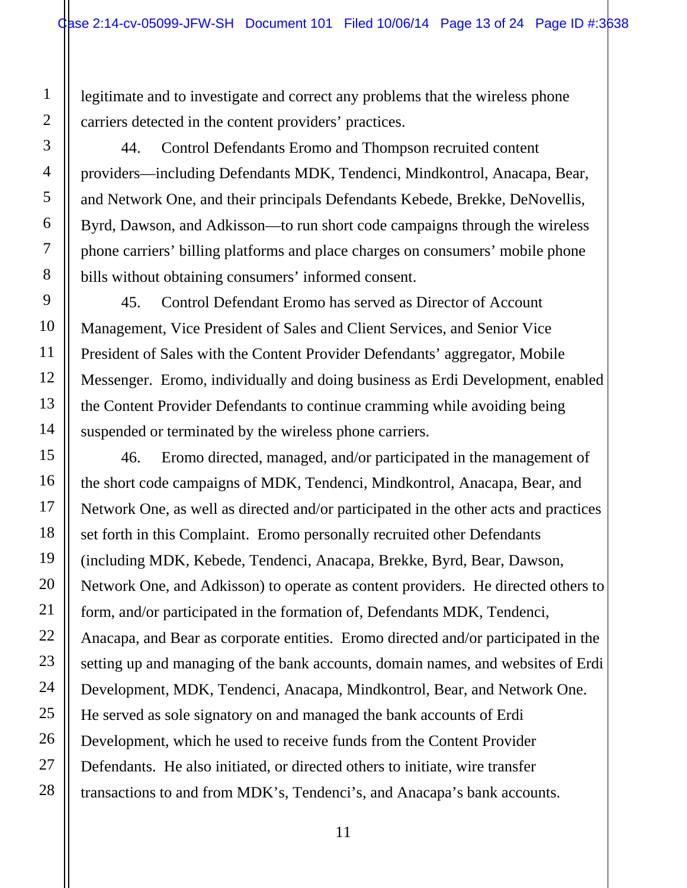legitimate and to investigate and correct any problems that the wireless phone carriers detected in the content providers' practices.

44. Control Defendants Eromo and Thompson recruited content providers—including Defendants MDK, Tendenci, Mindkontrol, Anacapa, Bear, and Network One, and their principals Defendants Kebede, Brekke, DeNovellis, Byrd, Dawson, and Adkisson—to run short code campaigns through the wireless phone carriers' billing platforms and place charges on consumers' mobile phone bills without obtaining consumers' informed consent.

45. Control Defendant Eromo has served as Director of Account Management, Vice President of Sales and Client Services, and Senior Vice President of Sales with the Content Provider Defendants' aggregator, Mobile Messenger. Eromo, individually and doing business as Erdi Development, enabled the Content Provider Defendants to continue cramming while avoiding being suspended or terminated by the wireless phone carriers.

46. Eromo directed, managed, and/or participated in the management of the short code campaigns of MDK, Tendenci, Mindkontrol, Anacapa, Bear, and Network One, as well as directed and/or participated in the other acts and practices set forth in this Complaint. Eromo personally recruited other Defendants (including MDK, Kebede, Tendenci, Anacapa, Brekke, Byrd, Bear, Dawson, Network One, and Adkisson) to operate as content providers. He directed others to form, and/or participated in the formation of, Defendants MDK, Tendenci, Anacapa, and Bear as corporate entities. Eromo directed and/or participated in the setting up and managing of the bank accounts, domain names, and websites of Erdi Development, MDK, Tendenci, Anacapa, Mindkontrol, Bear, and Network One. He served as sole signatory on and managed the bank accounts of Erdi Development, which he used to receive funds from the Content Provider Defendants. He also initiated, or directed others to initiate, wire transfer transactions to and from MDK's, Tendenci's, and Anacapa's bank accounts.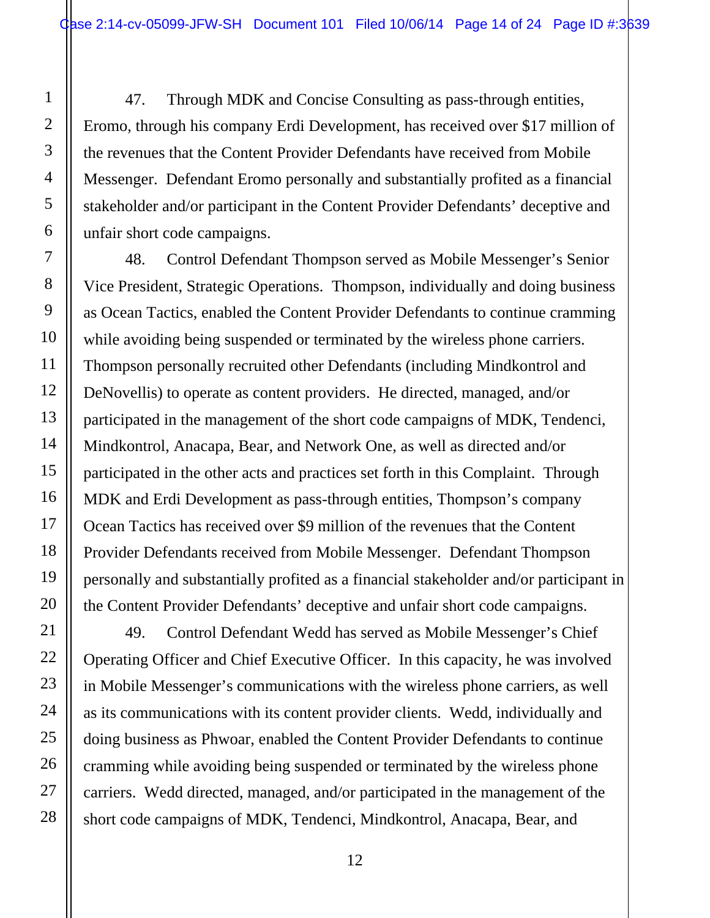47. Through MDK and Concise Consulting as pass-through entities, Eromo, through his company Erdi Development, has received over $17 million of the revenues that the Content Provider Defendants have received from Mobile Messenger. Defendant Eromo personally and substantially profited as a financial stakeholder and/or participant in the Content Provider Defendants' deceptive and unfair short code campaigns.

48. Control Defendant Thompson served as Mobile Messenger's Senior Vice President, Strategic Operations. Thompson, individually and doing business as Ocean Tactics, enabled the Content Provider Defendants to continue cramming while avoiding being suspended or terminated by the wireless phone carriers. Thompson personally recruited other Defendants (including Mindkontrol and DeNovellis) to operate as content providers. He directed, managed, and/or participated in the management of the short code campaigns of MDK, Tendenci, Mindkontrol, Anacapa, Bear, and Network One, as well as directed and/or participated in the other acts and practices set forth in this Complaint. Through MDK and Erdi Development as pass-through entities, Thompson's company Ocean Tactics has received over $9 million of the revenues that the Content Provider Defendants received from Mobile Messenger. Defendant Thompson personally and substantially profited as a financial stakeholder and/or participant in the Content Provider Defendants' deceptive and unfair short code campaigns.

49. Control Defendant Wedd has served as Mobile Messenger's Chief Operating Officer and Chief Executive Officer. In this capacity, he was involved in Mobile Messenger's communications with the wireless phone carriers, as well as its communications with its content provider clients. Wedd, individually and doing business as Phwoar, enabled the Content Provider Defendants to continue cramming while avoiding being suspended or terminated by the wireless phone carriers. Wedd directed, managed, and/or participated in the management of the short code campaigns of MDK, Tendenci, Mindkontrol, Anacapa, Bear, and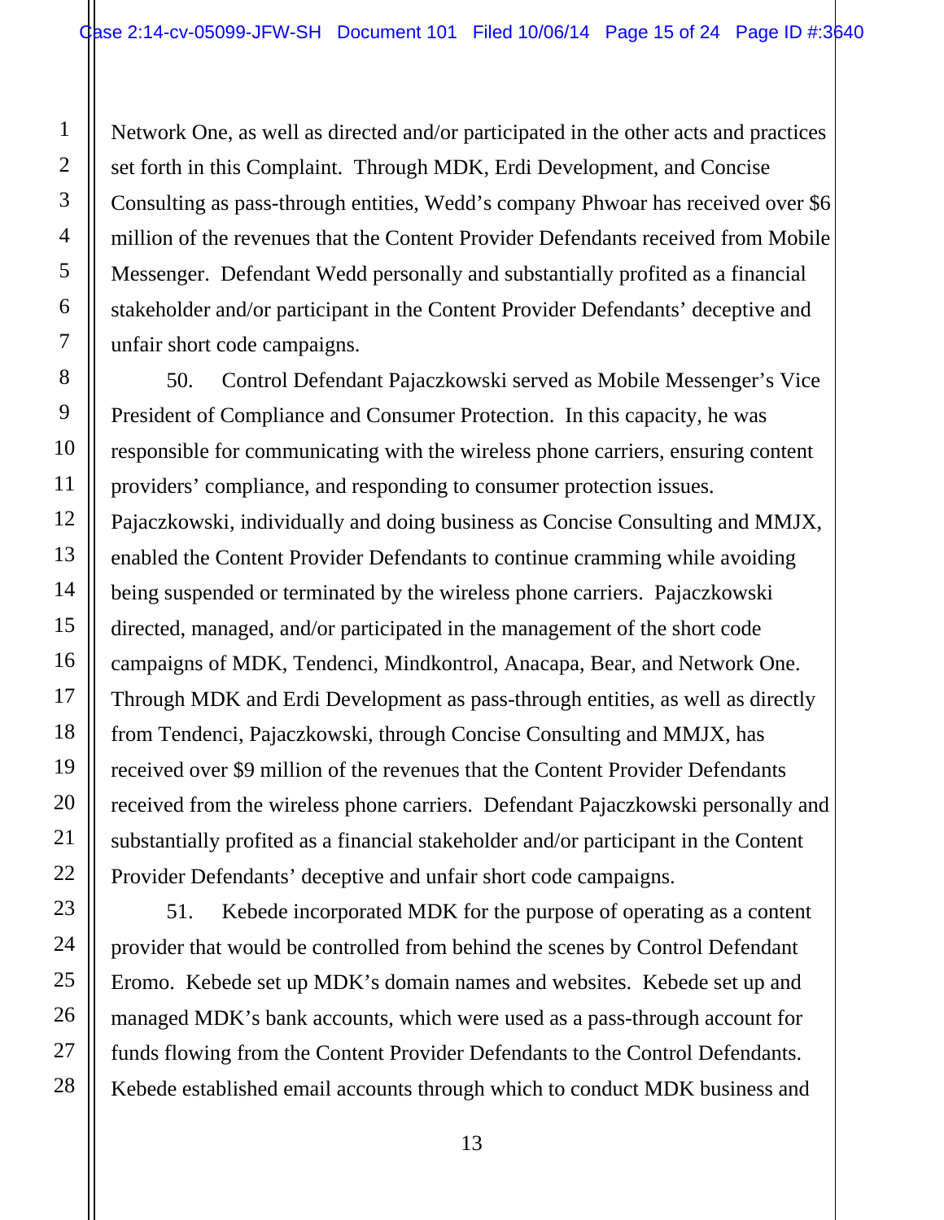Network One, as well as directed and/or participated in the other acts and practices set forth in this Complaint. Through MDK, Erdi Development, and Concise Consulting as pass-through entities, Wedd's company Phwoar has received over $6 million of the revenues that the Content Provider Defendants received from Mobile Messenger. Defendant Wedd personally and substantially profited as a financial stakeholder and/or participant in the Content Provider Defendants' deceptive and unfair short code campaigns.

50. Control Defendant Pajaczkowski served as Mobile Messenger's Vice President of Compliance and Consumer Protection. In this capacity, he was responsible for communicating with the wireless phone carriers, ensuring content providers' compliance, and responding to consumer protection issues. Pajaczkowski, individually and doing business as Concise Consulting and MMJX, enabled the Content Provider Defendants to continue cramming while avoiding being suspended or terminated by the wireless phone carriers. Pajaczkowski directed, managed, and/or participated in the management of the short code campaigns of MDK, Tendenci, Mindkontrol, Anacapa, Bear, and Network One. Through MDK and Erdi Development as pass-through entities, as well as directly from Tendenci, Pajaczkowski, through Concise Consulting and MMJX, has received over $9 million of the revenues that the Content Provider Defendants received from the wireless phone carriers. Defendant Pajaczkowski personally and substantially profited as a financial stakeholder and/or participant in the Content Provider Defendants' deceptive and unfair short code campaigns.

51. Kebede incorporated MDK for the purpose of operating as a content provider that would be controlled from behind the scenes by Control Defendant Eromo. Kebede set up MDK's domain names and websites. Kebede set up and managed MDK's bank accounts, which were used as a pass-through account for funds flowing from the Content Provider Defendants to the Control Defendants. Kebede established email accounts through which to conduct MDK business and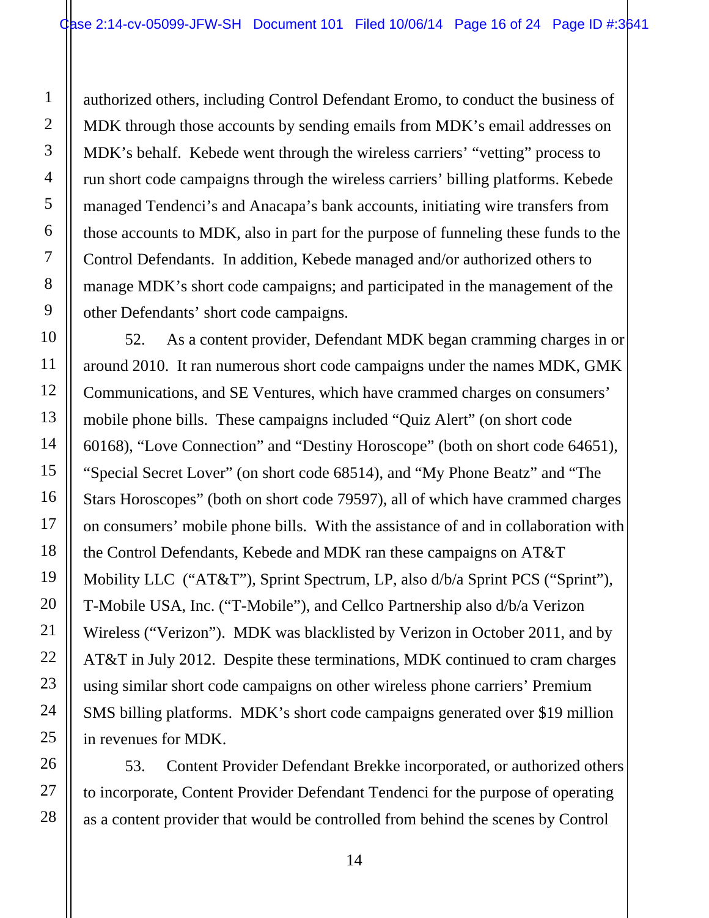authorized others, including Control Defendant Eromo, to conduct the business of MDK through those accounts by sending emails from MDK's email addresses on MDK's behalf. Kebede went through the wireless carriers' "vetting" process to run short code campaigns through the wireless carriers' billing platforms. Kebede managed Tendenci's and Anacapa's bank accounts, initiating wire transfers from those accounts to MDK, also in part for the purpose of funneling these funds to the Control Defendants. In addition, Kebede managed and/or authorized others to manage MDK's short code campaigns; and participated in the management of the other Defendants' short code campaigns.

52. As a content provider, Defendant MDK began cramming charges in or around 2010. It ran numerous short code campaigns under the names MDK, GMK Communications, and SE Ventures, which have crammed charges on consumers' mobile phone bills. These campaigns included "Quiz Alert" (on short code 60168), "Love Connection" and "Destiny Horoscope" (both on short code 64651), "Special Secret Lover" (on short code 68514), and "My Phone Beatz" and "The Stars Horoscopes" (both on short code 79597), all of which have crammed charges on consumers' mobile phone bills. With the assistance of and in collaboration with the Control Defendants, Kebede and MDK ran these campaigns on AT&T Mobility LLC ("AT&T"), Sprint Spectrum, LP, also d/b/a Sprint PCS ("Sprint"), T-Mobile USA, Inc. ("T-Mobile"), and Cellco Partnership also d/b/a Verizon Wireless ("Verizon"). MDK was blacklisted by Verizon in October 2011, and by AT&T in July 2012. Despite these terminations, MDK continued to cram charges using similar short code campaigns on other wireless phone carriers' Premium SMS billing platforms. MDK's short code campaigns generated over $19 million in revenues for MDK.

53. Content Provider Defendant Brekke incorporated, or authorized others to incorporate, Content Provider Defendant Tendenci for the purpose of operating as a content provider that would be controlled from behind the scenes by Control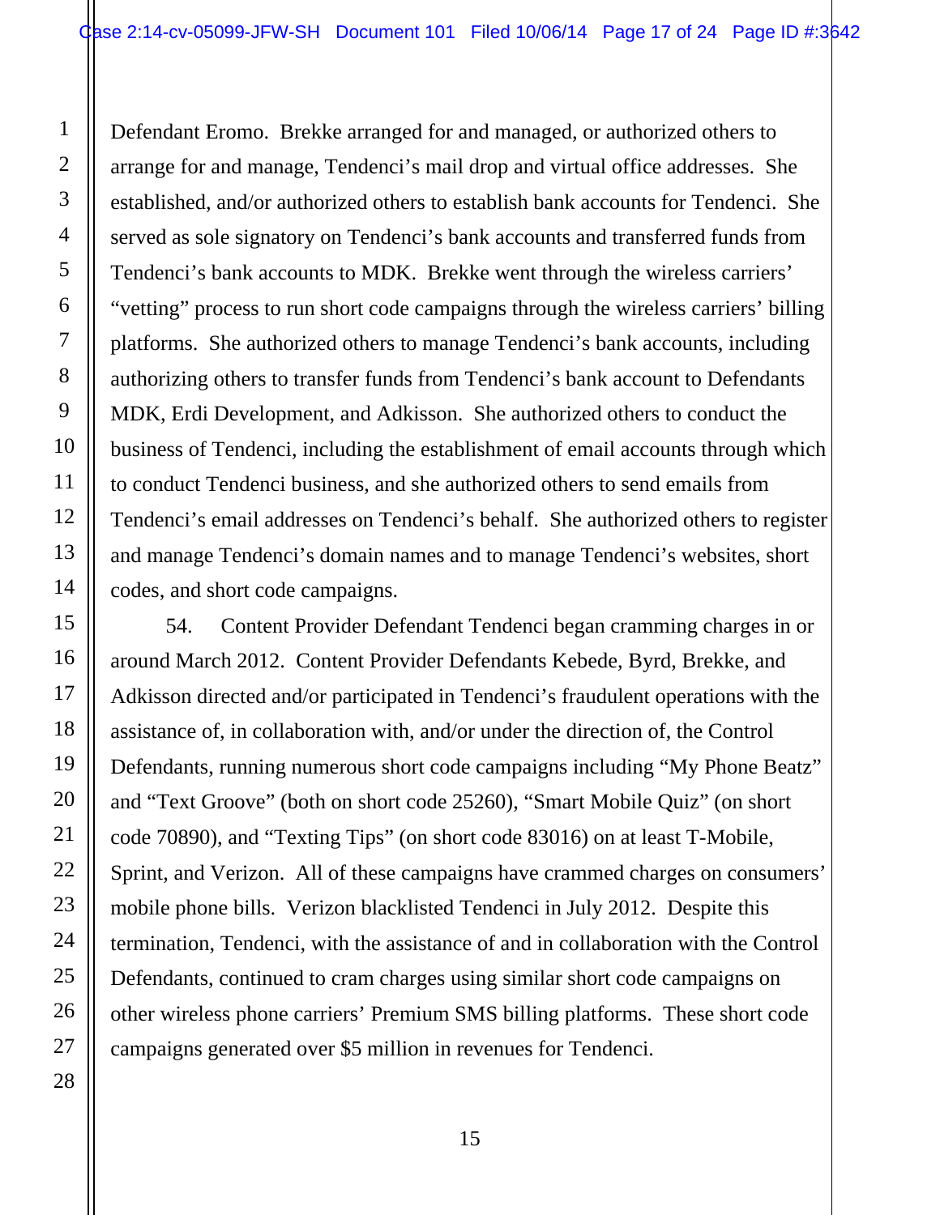Defendant Eromo. Brekke arranged for and managed, or authorized others to arrange for and manage, Tendenci's mail drop and virtual office addresses. She established, and/or authorized others to establish bank accounts for Tendenci. She served as sole signatory on Tendenci's bank accounts and transferred funds from Tendenci's bank accounts to MDK. Brekke went through the wireless carriers' "vetting" process to run short code campaigns through the wireless carriers' billing platforms. She authorized others to manage Tendenci's bank accounts, including authorizing others to transfer funds from Tendenci's bank account to Defendants MDK, Erdi Development, and Adkisson. She authorized others to conduct the business of Tendenci, including the establishment of email accounts through which to conduct Tendenci business, and she authorized others to send emails from Tendenci's email addresses on Tendenci's behalf. She authorized others to register and manage Tendenci's domain names and to manage Tendenci's websites, short codes, and short code campaigns.

54. Content Provider Defendant Tendenci began cramming charges in or around March 2012. Content Provider Defendants Kebede, Byrd, Brekke, and Adkisson directed and/or participated in Tendenci's fraudulent operations with the assistance of, in collaboration with, and/or under the direction of, the Control Defendants, running numerous short code campaigns including "My Phone Beatz" and "Text Groove" (both on short code 25260), "Smart Mobile Quiz" (on short code 70890), and "Texting Tips" (on short code 83016) on at least T-Mobile, Sprint, and Verizon. All of these campaigns have crammed charges on consumers' mobile phone bills. Verizon blacklisted Tendenci in July 2012. Despite this termination, Tendenci, with the assistance of and in collaboration with the Control Defendants, continued to cram charges using similar short code campaigns on other wireless phone carriers' Premium SMS billing platforms. These short code campaigns generated over $5 million in revenues for Tendenci.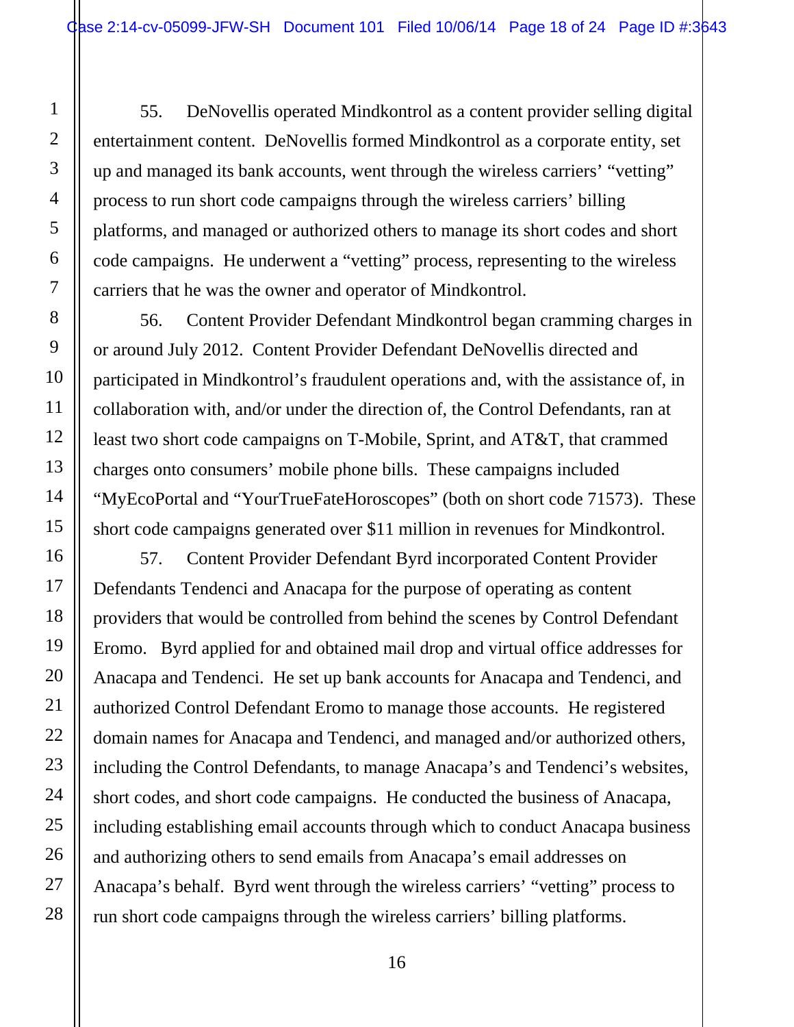55. DeNovellis operated Mindkontrol as a content provider selling digital entertainment content. DeNovellis formed Mindkontrol as a corporate entity, set up and managed its bank accounts, went through the wireless carriers' "vetting" process to run short code campaigns through the wireless carriers' billing platforms, and managed or authorized others to manage its short codes and short code campaigns. He underwent a "vetting" process, representing to the wireless carriers that he was the owner and operator of Mindkontrol.

56. Content Provider Defendant Mindkontrol began cramming charges in or around July 2012. Content Provider Defendant DeNovellis directed and participated in Mindkontrol's fraudulent operations and, with the assistance of, in collaboration with, and/or under the direction of, the Control Defendants, ran at least two short code campaigns on T-Mobile, Sprint, and AT&T, that crammed charges onto consumers' mobile phone bills. These campaigns included "MyEcoPortal and "YourTrueFateHoroscopes" (both on short code 71573). These short code campaigns generated over $11 million in revenues for Mindkontrol.

57. Content Provider Defendant Byrd incorporated Content Provider Defendants Tendenci and Anacapa for the purpose of operating as content providers that would be controlled from behind the scenes by Control Defendant Eromo. Byrd applied for and obtained mail drop and virtual office addresses for Anacapa and Tendenci. He set up bank accounts for Anacapa and Tendenci, and authorized Control Defendant Eromo to manage those accounts. He registered domain names for Anacapa and Tendenci, and managed and/or authorized others, including the Control Defendants, to manage Anacapa's and Tendenci's websites, short codes, and short code campaigns. He conducted the business of Anacapa, including establishing email accounts through which to conduct Anacapa business and authorizing others to send emails from Anacapa's email addresses on Anacapa's behalf. Byrd went through the wireless carriers' "vetting" process to run short code campaigns through the wireless carriers' billing platforms.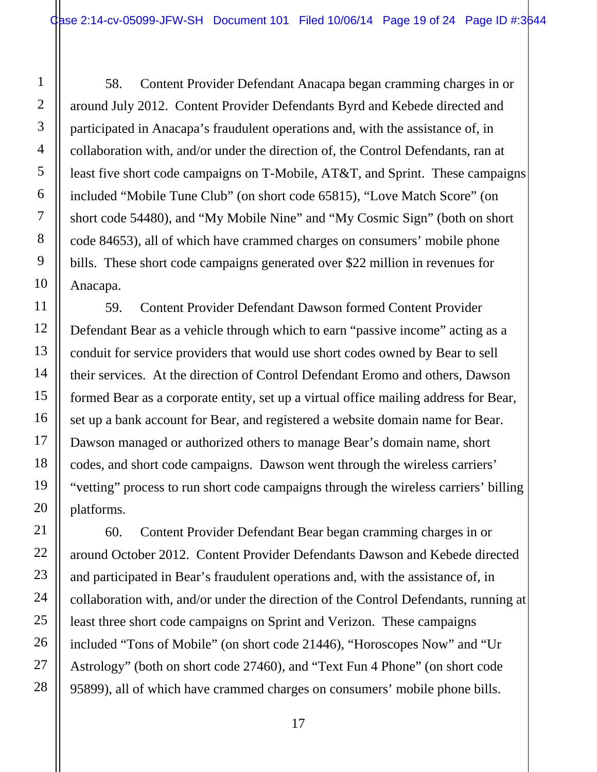58. Content Provider Defendant Anacapa began cramming charges in or around July 2012. Content Provider Defendants Byrd and Kebede directed and participated in Anacapa's fraudulent operations and, with the assistance of, in collaboration with, and/or under the direction of, the Control Defendants, ran at least five short code campaigns on T-Mobile, AT&T, and Sprint. These campaigns included "Mobile Tune Club" (on short code 65815), "Love Match Score" (on short code 54480), and "My Mobile Nine" and "My Cosmic Sign" (both on short code 84653), all of which have crammed charges on consumers' mobile phone bills. These short code campaigns generated over $22 million in revenues for Anacapa.

59. Content Provider Defendant Dawson formed Content Provider Defendant Bear as a vehicle through which to earn "passive income" acting as a conduit for service providers that would use short codes owned by Bear to sell their services. At the direction of Control Defendant Eromo and others, Dawson formed Bear as a corporate entity, set up a virtual office mailing address for Bear, set up a bank account for Bear, and registered a website domain name for Bear. Dawson managed or authorized others to manage Bear's domain name, short codes, and short code campaigns. Dawson went through the wireless carriers' "vetting" process to run short code campaigns through the wireless carriers' billing platforms.

60. Content Provider Defendant Bear began cramming charges in or around October 2012. Content Provider Defendants Dawson and Kebede directed and participated in Bear's fraudulent operations and, with the assistance of, in collaboration with, and/or under the direction of the Control Defendants, running at least three short code campaigns on Sprint and Verizon. These campaigns included "Tons of Mobile" (on short code 21446), "Horoscopes Now" and "Ur Astrology" (both on short code 27460), and "Text Fun 4 Phone" (on short code 95899), all of which have crammed charges on consumers' mobile phone bills.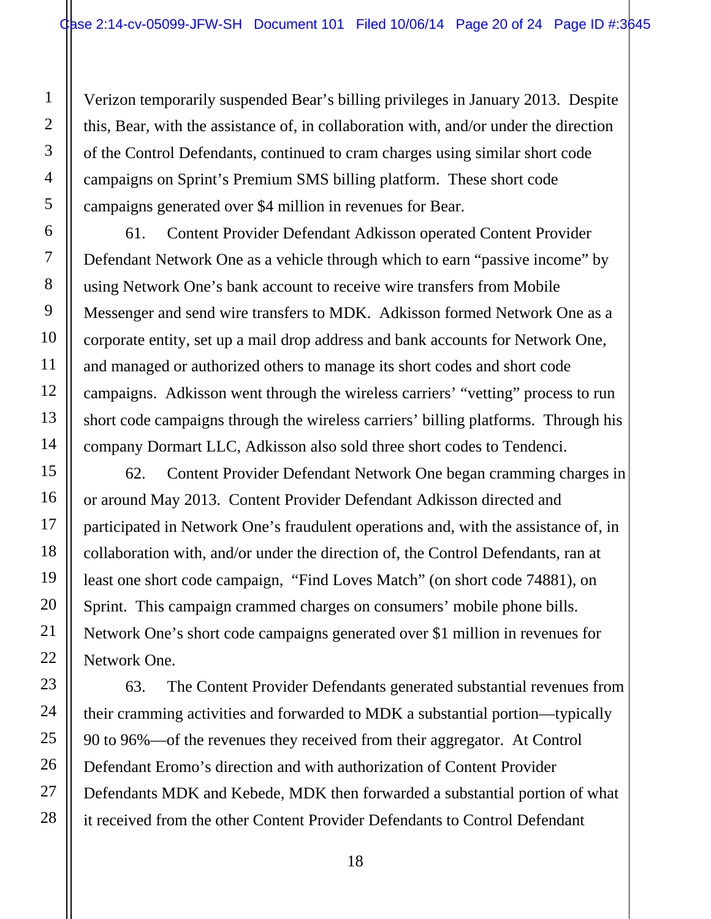Verizon temporarily suspended Bear's billing privileges in January 2013. Despite this, Bear, with the assistance of, in collaboration with, and/or under the direction of the Control Defendants, continued to cram charges using similar short code campaigns on Sprint's Premium SMS billing platform. These short code campaigns generated over $4 million in revenues for Bear.

61. Content Provider Defendant Adkisson operated Content Provider Defendant Network One as a vehicle through which to earn "passive income" by using Network One's bank account to receive wire transfers from Mobile Messenger and send wire transfers to MDK. Adkisson formed Network One as a corporate entity, set up a mail drop address and bank accounts for Network One, and managed or authorized others to manage its short codes and short code campaigns. Adkisson went through the wireless carriers' "vetting" process to run short code campaigns through the wireless carriers' billing platforms. Through his company Dormart LLC, Adkisson also sold three short codes to Tendenci.

62. Content Provider Defendant Network One began cramming charges in or around May 2013. Content Provider Defendant Adkisson directed and participated in Network One's fraudulent operations and, with the assistance of, in collaboration with, and/or under the direction of, the Control Defendants, ran at least one short code campaign, "Find Loves Match" (on short code 74881), on Sprint. This campaign crammed charges on consumers' mobile phone bills. Network One's short code campaigns generated over $1 million in revenues for Network One.

63. The Content Provider Defendants generated substantial revenues from their cramming activities and forwarded to MDK a substantial portion—typically 90 to 96%—of the revenues they received from their aggregator. At Control Defendant Eromo's direction and with authorization of Content Provider Defendants MDK and Kebede, MDK then forwarded a substantial portion of what it received from the other Content Provider Defendants to Control Defendant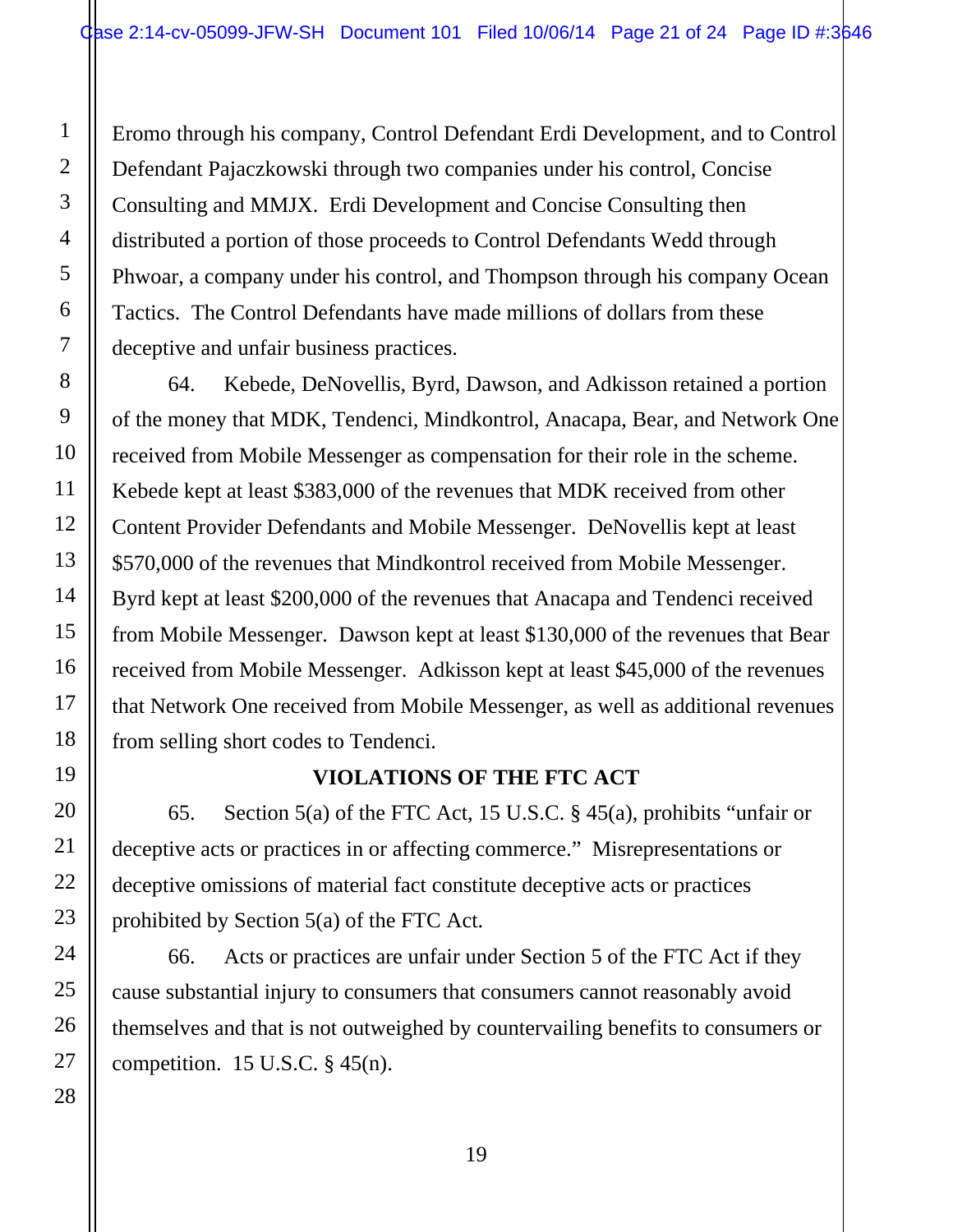Eromo through his company, Control Defendant Erdi Development, and to Control Defendant Pajaczkowski through two companies under his control, Concise Consulting and MMJX. Erdi Development and Concise Consulting then distributed a portion of those proceeds to Control Defendants Wedd through Phwoar, a company under his control, and Thompson through his company Ocean Tactics. The Control Defendants have made millions of dollars from these deceptive and unfair business practices.

64. Kebede, DeNovellis, Byrd, Dawson, and Adkisson retained a portion of the money that MDK, Tendenci, Mindkontrol, Anacapa, Bear, and Network One received from Mobile Messenger as compensation for their role in the scheme. Kebede kept at least $383,000 of the revenues that MDK received from other Content Provider Defendants and Mobile Messenger. DeNovellis kept at least $570,000 of the revenues that Mindkontrol received from Mobile Messenger. Byrd kept at least $200,000 of the revenues that Anacapa and Tendenci received from Mobile Messenger. Dawson kept at least $130,000 of the revenues that Bear received from Mobile Messenger. Adkisson kept at least $45,000 of the revenues that Network One received from Mobile Messenger, as well as additional revenues from selling short codes to Tendenci.

## VIOLATIONS OF THE FTC ACT

65. Section 5(a) of the FTC Act, 15 U.S.C. § 45(a), prohibits "unfair or deceptive acts or practices in or affecting commerce." Misrepresentations or deceptive omissions of material fact constitute deceptive acts or practices prohibited by Section 5(a) of the FTC Act.

66. Acts or practices are unfair under Section 5 of the FTC Act if they cause substantial injury to consumers that consumers cannot reasonably avoid themselves and that is not outweighed by countervailing benefits to consumers or competition. 15 U.S.C. § 45(n).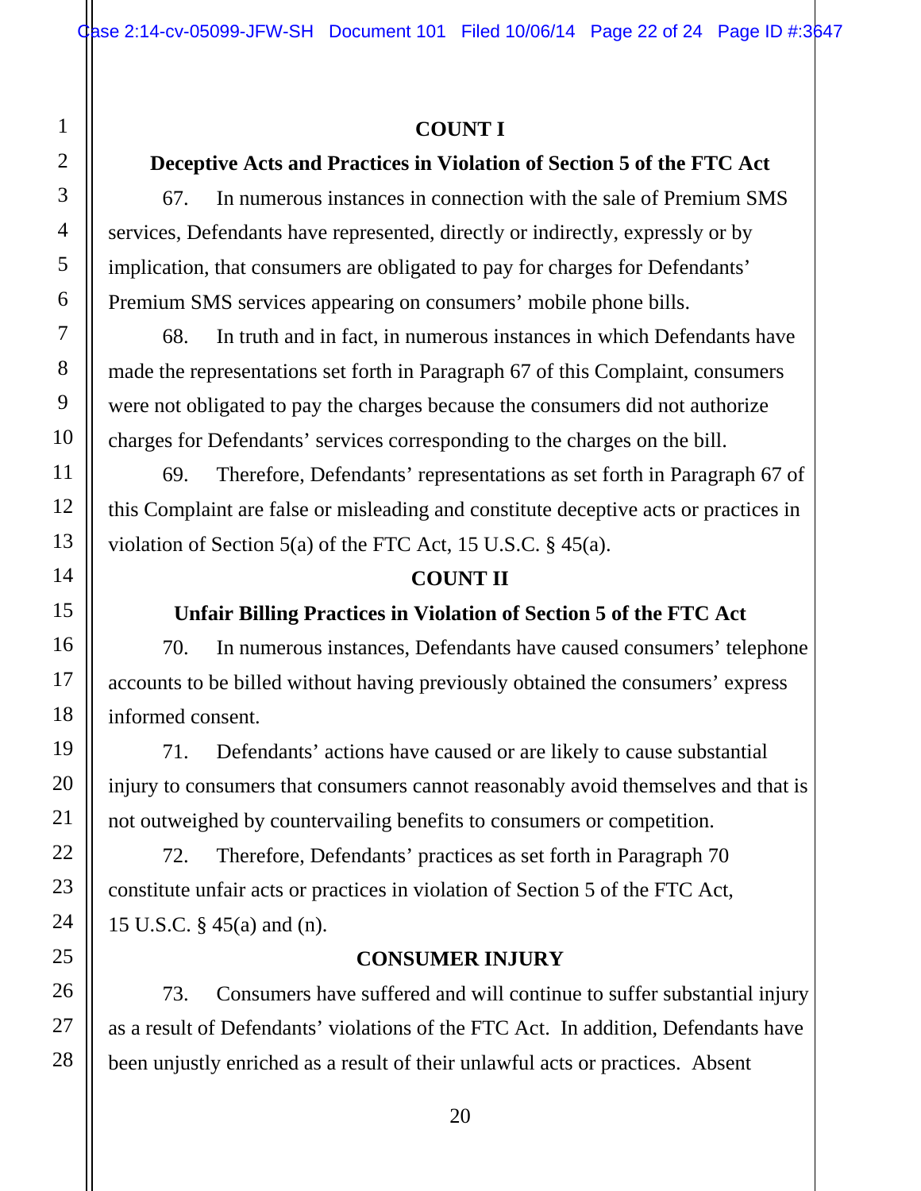**COUNT I**

**Deceptive Acts and Practices in Violation of Section 5 of the FTC Act**

67. In numerous instances in connection with the sale of Premium SMS services, Defendants have represented, directly or indirectly, expressly or by implication, that consumers are obligated to pay for charges for Defendants' Premium SMS services appearing on consumers' mobile phone bills.

68. In truth and in fact, in numerous instances in which Defendants have made the representations set forth in Paragraph 67 of this Complaint, consumers were not obligated to pay the charges because the consumers did not authorize charges for Defendants' services corresponding to the charges on the bill.

69. Therefore, Defendants' representations as set forth in Paragraph 67 of this Complaint are false or misleading and constitute deceptive acts or practices in violation of Section 5(a) of the FTC Act, 15 U.S.C. § 45(a).

**COUNT II**

**Unfair Billing Practices in Violation of Section 5 of the FTC Act**

70. In numerous instances, Defendants have caused consumers' telephone accounts to be billed without having previously obtained the consumers' express informed consent.

71. Defendants' actions have caused or are likely to cause substantial injury to consumers that consumers cannot reasonably avoid themselves and that is not outweighed by countervailing benefits to consumers or competition.

72. Therefore, Defendants' practices as set forth in Paragraph 70 constitute unfair acts or practices in violation of Section 5 of the FTC Act, 15 U.S.C. § 45(a) and (n).

**CONSUMER INJURY**

73. Consumers have suffered and will continue to suffer substantial injury as a result of Defendants' violations of the FTC Act. In addition, Defendants have been unjustly enriched as a result of their unlawful acts or practices. Absent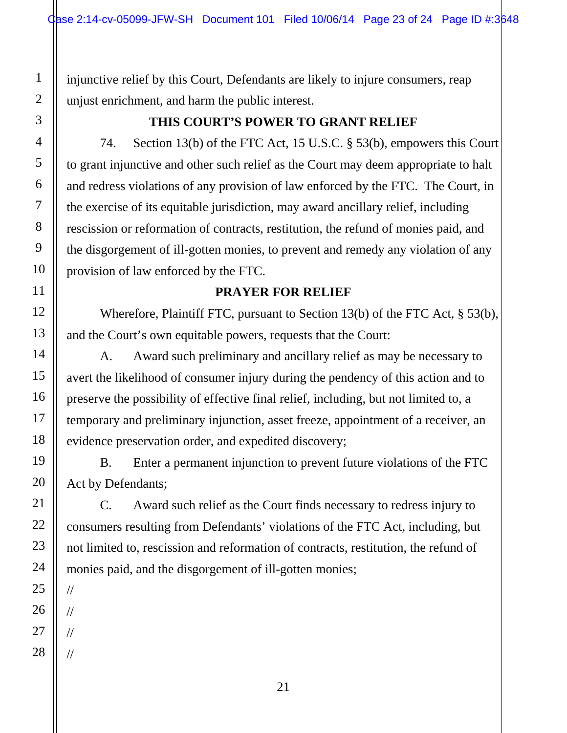injunctive relief by this Court, Defendants are likely to injure consumers, reap unjust enrichment, and harm the public interest.

## THIS COURT'S POWER TO GRANT RELIEF

74. Section 13(b) of the FTC Act, 15 U.S.C. § 53(b), empowers this Court to grant injunctive and other such relief as the Court may deem appropriate to halt and redress violations of any provision of law enforced by the FTC. The Court, in the exercise of its equitable jurisdiction, may award ancillary relief, including rescission or reformation of contracts, restitution, the refund of monies paid, and the disgorgement of ill-gotten monies, to prevent and remedy any violation of any provision of law enforced by the FTC.

## PRAYER FOR RELIEF

Wherefore, Plaintiff FTC, pursuant to Section 13(b) of the FTC Act, § 53(b), and the Court's own equitable powers, requests that the Court:

A. Award such preliminary and ancillary relief as may be necessary to avert the likelihood of consumer injury during the pendency of this action and to preserve the possibility of effective final relief, including, but not limited to, a temporary and preliminary injunction, asset freeze, appointment of a receiver, an evidence preservation order, and expedited discovery;

B. Enter a permanent injunction to prevent future violations of the FTC Act by Defendants;

C. Award such relief as the Court finds necessary to redress injury to consumers resulting from Defendants' violations of the FTC Act, including, but not limited to, rescission and reformation of contracts, restitution, the refund of monies paid, and the disgorgement of ill-gotten monies;

//

//

//

//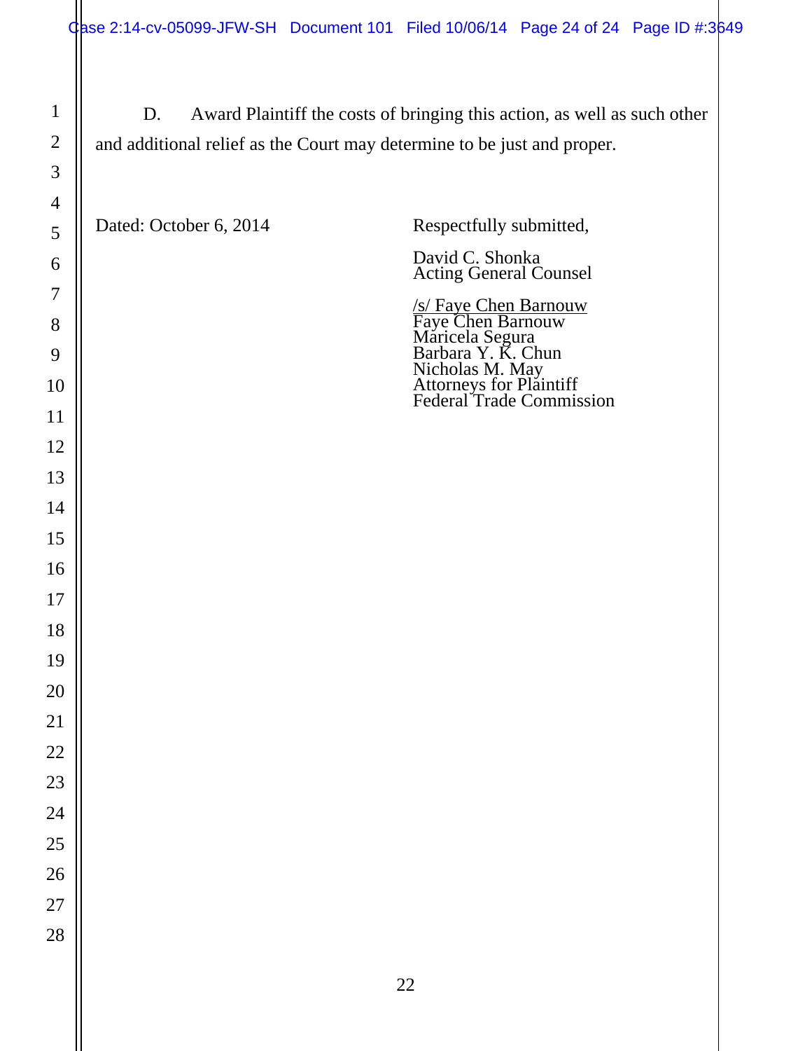D. Award Plaintiff the costs of bringing this action, as well as such other and additional relief as the Court may determine to be just and proper.

Dated: October 6, 2014

Respectfully submitted,

David C. Shonka
Acting General Counsel

/s/ Faye Chen Barnouw
Faye Chen Barnouw
Maricela Segura
Barbara Y. K. Chun
Nicholas M. May
Attorneys for Plaintiff
Federal Trade Commission